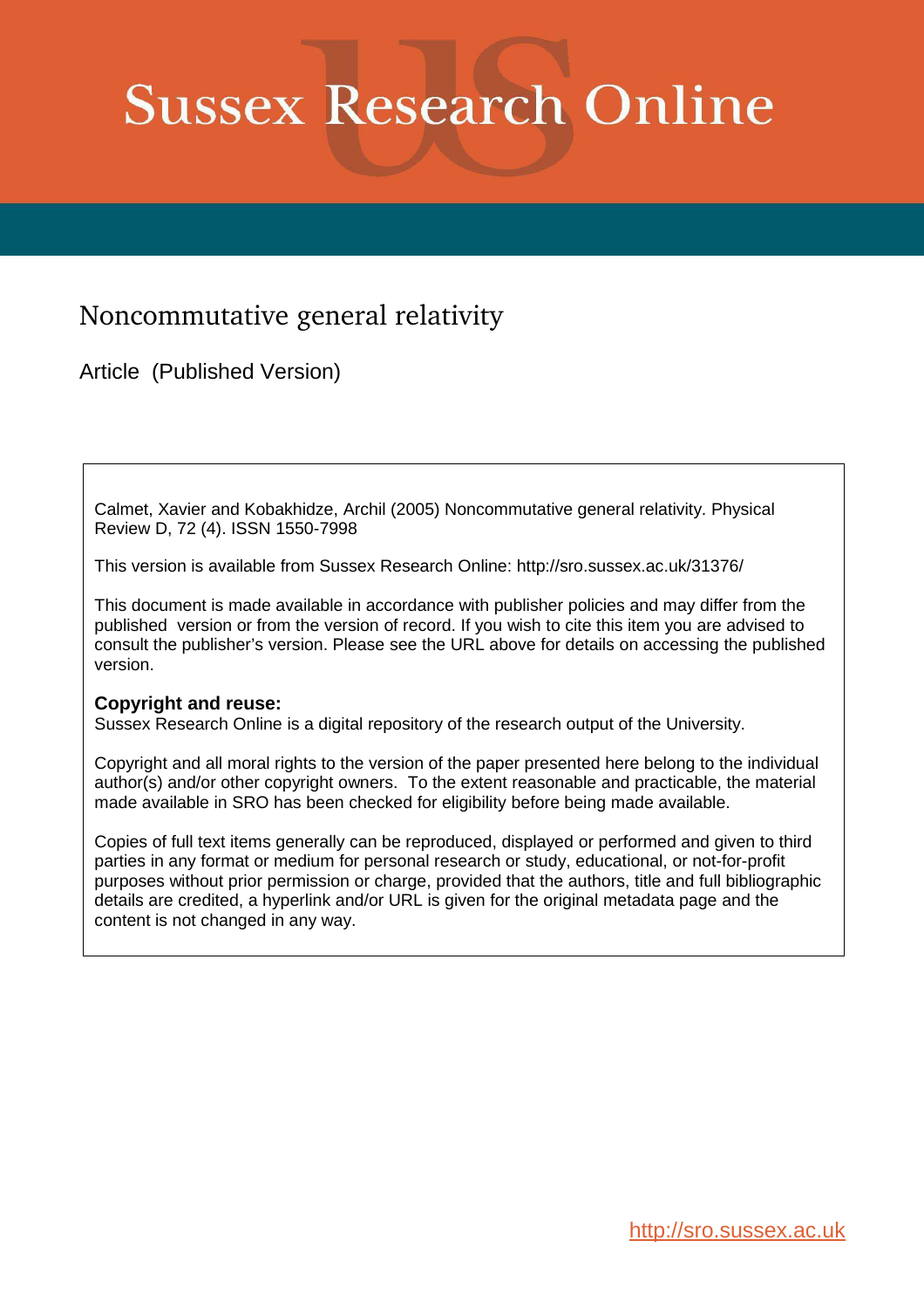# Sussex Research Online

## Noncommutative general relativity

Article (Published Version)

Calmet, Xavier and Kobakhidze, Archil (2005) Noncommutative general relativity. Physical Review D, 72 (4). ISSN 1550-7998

This version is available from Sussex Research Online: http://sro.sussex.ac.uk/31376/

This document is made available in accordance with publisher policies and may differ from the published version or from the version of record. If you wish to cite this item you are advised to consult the publisher's version. Please see the URL above for details on accessing the published version.

**Copyright and reuse:**
Sussex Research Online is a digital repository of the research output of the University.

Copyright and all moral rights to the version of the paper presented here belong to the individual author(s) and/or other copyright owners. To the extent reasonable and practicable, the material made available in SRO has been checked for eligibility before being made available.

Copies of full text items generally can be reproduced, displayed or performed and given to third parties in any format or medium for personal research or study, educational, or not-for-profit purposes without prior permission or charge, provided that the authors, title and full bibliographic details are credited, a hyperlink and/or URL is given for the original metadata page and the content is not changed in any way.

http://sro.sussex.ac.uk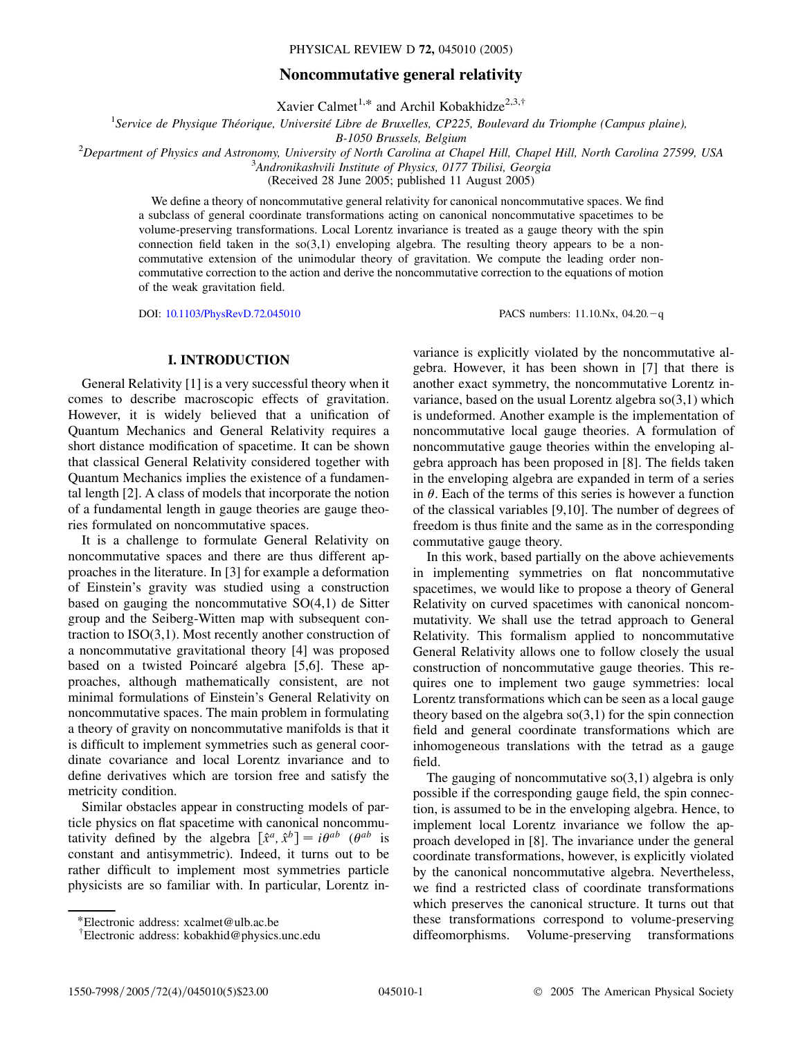# Noncommutative general relativity

Xavier Calmet[1,*] and Archil Kobakhidze[2,3,†]

[1]*Service de Physique Théorique, Université Libre de Bruxelles, CP225, Boulevard du Triomphe (Campus plaine), B-1050 Brussels, Belgium*

[2]*Department of Physics and Astronomy, University of North Carolina at Chapel Hill, Chapel Hill, North Carolina 27599, USA*

[3]*Andronikashvili Institute of Physics, 0177 Tbilisi, Georgia*

(Received 28 June 2005; published 11 August 2005)

We define a theory of noncommutative general relativity for canonical noncommutative spaces. We find a subclass of general coordinate transformations acting on canonical noncommutative spacetimes to be volume-preserving transformations. Local Lorentz invariance is treated as a gauge theory with the spin connection field taken in the so(3,1) enveloping algebra. The resulting theory appears to be a noncommutative extension of the unimodular theory of gravitation. We compute the leading order noncommutative correction to the action and derive the noncommutative correction to the equations of motion of the weak gravitation field.

DOI: 10.1103/PhysRevD.72.045010 PACS numbers: 11.10.Nx, 04.20.−q

## I. INTRODUCTION

General Relativity [1] is a very successful theory when it comes to describe macroscopic effects of gravitation. However, it is widely believed that a unification of Quantum Mechanics and General Relativity requires a short distance modification of spacetime. It can be shown that classical General Relativity considered together with Quantum Mechanics implies the existence of a fundamental length [2]. A class of models that incorporate the notion of a fundamental length in gauge theories are gauge theories formulated on noncommutative spaces.

It is a challenge to formulate General Relativity on noncommutative spaces and there are thus different approaches in the literature. In [3] for example a deformation of Einstein's gravity was studied using a construction based on gauging the noncommutative SO(4,1) de Sitter group and the Seiberg-Witten map with subsequent contraction to ISO(3,1). Most recently another construction of a noncommutative gravitational theory [4] was proposed based on a twisted Poincaré algebra [5,6]. These approaches, although mathematically consistent, are not minimal formulations of Einstein's General Relativity on noncommutative spaces. The main problem in formulating a theory of gravity on noncommutative manifolds is that it is difficult to implement symmetries such as general coordinate covariance and local Lorentz invariance and to define derivatives which are torsion free and satisfy the metricity condition.

Similar obstacles appear in constructing models of particle physics on flat spacetime with canonical noncommutativity defined by the algebra $[\hat{x}^a, \hat{x}^b] = i\theta^{ab}$ ($\theta^{ab}$ is constant and antisymmetric). Indeed, it turns out to be rather difficult to implement most symmetries particle physicists are so familiar with. In particular, Lorentz invariance is explicitly violated by the noncommutative algebra. However, it has been shown in [7] that there is another exact symmetry, the noncommutative Lorentz invariance, based on the usual Lorentz algebra so(3,1) which is undeformed. Another example is the implementation of noncommutative local gauge theories. A formulation of noncommutative gauge theories within the enveloping algebra approach has been proposed in [8]. The fields taken in the enveloping algebra are expanded in term of a series in $\theta$. Each of the terms of this series is however a function of the classical variables [9,10]. The number of degrees of freedom is thus finite and the same as in the corresponding commutative gauge theory.

In this work, based partially on the above achievements in implementing symmetries on flat noncommutative spacetimes, we would like to propose a theory of General Relativity on curved spacetimes with canonical noncommutativity. We shall use the tetrad approach to General Relativity. This formalism applied to noncommutative General Relativity allows one to follow closely the usual construction of noncommutative gauge theories. This requires one to implement two gauge symmetries: local Lorentz transformations which can be seen as a local gauge theory based on the algebra so(3,1) for the spin connection field and general coordinate transformations which are inhomogeneous translations with the tetrad as a gauge field.

The gauging of noncommutative so(3,1) algebra is only possible if the corresponding gauge field, the spin connection, is assumed to be in the enveloping algebra. Hence, to implement local Lorentz invariance we follow the approach developed in [8]. The invariance under the general coordinate transformations, however, is explicitly violated by the canonical noncommutative algebra. Nevertheless, we find a restricted class of coordinate transformations which preserves the canonical structure. It turns out that these transformations correspond to volume-preserving diffeomorphisms. Volume-preserving transformations

*Electronic address: xcalmet@ulb.ac.be

†Electronic address: kobakhid@physics.unc.edu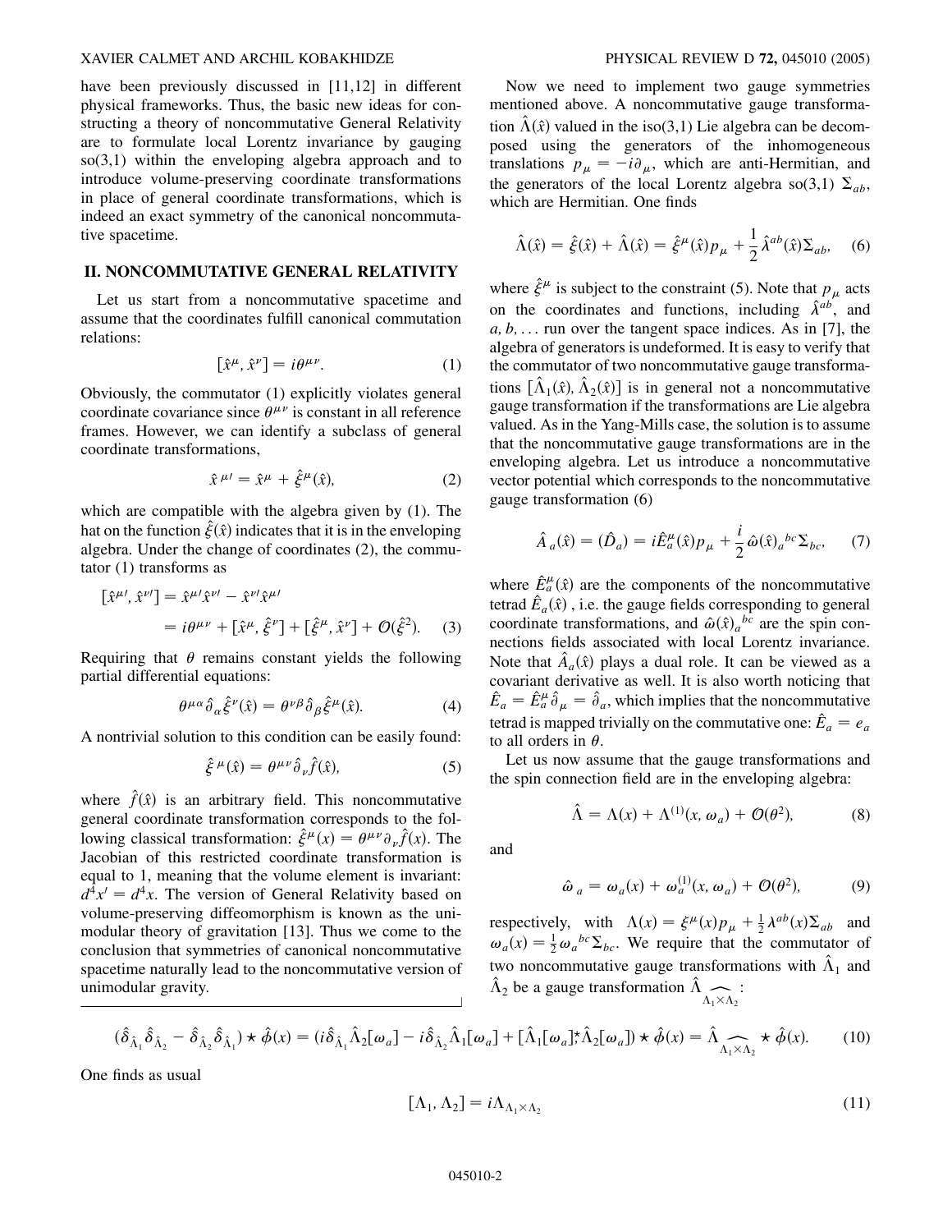have been previously discussed in [11,12] in different physical frameworks. Thus, the basic new ideas for constructing a theory of noncommutative General Relativity are to formulate local Lorentz invariance by gauging so(3,1) within the enveloping algebra approach and to introduce volume-preserving coordinate transformations in place of general coordinate transformations, which is indeed an exact symmetry of the canonical noncommutative spacetime.

## II. NONCOMMUTATIVE GENERAL RELATIVITY

Let us start from a noncommutative spacetime and assume that the coordinates fulfill canonical commutation relations:

$$[\hat{x}^\mu, \hat{x}^\nu] = i\theta^{\mu\nu}. \tag{1}$$

Obviously, the commutator (1) explicitly violates general coordinate covariance since $\theta^{\mu\nu}$ is constant in all reference frames. However, we can identify a subclass of general coordinate transformations,

$$\hat{x}^{\mu\prime} = \hat{x}^\mu + \hat{\xi}^\mu(\hat{x}), \tag{2}$$

which are compatible with the algebra given by (1). The hat on the function $\hat{\xi}(\hat{x})$ indicates that it is in the enveloping algebra. Under the change of coordinates (2), the commutator (1) transforms as

$$\begin{aligned}[\hat{x}^{\mu\prime}, \hat{x}^{\nu\prime}] &= \hat{x}^{\mu\prime}\hat{x}^{\nu\prime} - \hat{x}^{\nu\prime}\hat{x}^{\mu\prime} \\ &= i\theta^{\mu\nu} + [\hat{x}^\mu, \hat{\xi}^\nu] + [\hat{\xi}^\mu, \hat{x}^\nu] + \mathcal{O}(\hat{\xi}^2). \end{aligned} \tag{3}$$

Requiring that $\theta$ remains constant yields the following partial differential equations:

$$\theta^{\mu\alpha}\hat{\partial}_\alpha \hat{\xi}^\nu(\hat{x}) = \theta^{\nu\beta}\hat{\partial}_\beta \hat{\xi}^\mu(\hat{x}). \tag{4}$$

A nontrivial solution to this condition can be easily found:

$$\hat{\xi}^\mu(\hat{x}) = \theta^{\mu\nu}\hat{\partial}_\nu \hat{f}(\hat{x}), \tag{5}$$

where $\hat{f}(\hat{x})$ is an arbitrary field. This noncommutative general coordinate transformation corresponds to the following classical transformation: $\hat{\xi}^\mu(x) = \theta^{\mu\nu}\partial_\nu \hat{f}(x)$. The Jacobian of this restricted coordinate transformation is equal to 1, meaning that the volume element is invariant: $d^4x' = d^4x$. The version of General Relativity based on volume-preserving diffeomorphism is known as the unimodular theory of gravitation [13]. Thus we come to the conclusion that symmetries of canonical noncommutative spacetime naturally lead to the noncommutative version of unimodular gravity.

Now we need to implement two gauge symmetries mentioned above. A noncommutative gauge transformation $\hat{\Lambda}(\hat{x})$ valued in the iso(3,1) Lie algebra can be decomposed using the generators of the inhomogeneous translations $p_\mu = -i\partial_\mu$, which are anti-Hermitian, and the generators of the local Lorentz algebra so(3,1) $\Sigma_{ab}$, which are Hermitian. One finds

$$\hat{\Lambda}(\hat{x}) = \hat{\xi}(\hat{x}) + \hat{\Lambda}(\hat{x}) = \hat{\xi}^\mu(\hat{x})p_\mu + \frac{1}{2}\hat{\lambda}^{ab}(\hat{x})\Sigma_{ab}, \tag{6}$$

where $\hat{\xi}^\mu$ is subject to the constraint (5). Note that $p_\mu$ acts on the coordinates and functions, including $\hat{\lambda}^{ab}$, and $a, b, \ldots$ run over the tangent space indices. As in [7], the algebra of generators is undeformed. It is easy to verify that the commutator of two noncommutative gauge transformations $[\hat{\Lambda}_1(\hat{x}), \hat{\Lambda}_2(\hat{x})]$ is in general not a noncommutative gauge transformation if the transformations are Lie algebra valued. As in the Yang-Mills case, the solution is to assume that the noncommutative gauge transformations are in the enveloping algebra. Let us introduce a noncommutative vector potential which corresponds to the noncommutative gauge transformation (6)

$$\hat{A}_a(\hat{x}) = (\hat{D}_a) = i\hat{E}^\mu_a(\hat{x})p_\mu + \frac{i}{2}\hat{\omega}(\hat{x})_a{}^{bc}\Sigma_{bc}, \tag{7}$$

where $\hat{E}^\mu_a(\hat{x})$ are the components of the noncommutative tetrad $\hat{E}_a(\hat{x})$, i.e. the gauge fields corresponding to general coordinate transformations, and $\hat{\omega}(\hat{x})_a{}^{bc}$ are the spin connections fields associated with local Lorentz invariance. Note that $\hat{A}_a(\hat{x})$ plays a dual role. It can be viewed as a covariant derivative as well. It is also worth noticing that $\hat{E}_a = \hat{E}^\mu_a\hat{\partial}_\mu = \hat{\partial}_a$, which implies that the noncommutative tetrad is mapped trivially on the commutative one: $\hat{E}_a = e_a$ to all orders in $\theta$.

Let us now assume that the gauge transformations and the spin connection field are in the enveloping algebra:

$$\hat{\Lambda} = \Lambda(x) + \Lambda^{(1)}(x, \omega_a) + \mathcal{O}(\theta^2), \tag{8}$$

and

$$\hat{\omega}_a = \omega_a(x) + \omega_a^{(1)}(x, \omega_a) + \mathcal{O}(\theta^2), \tag{9}$$

respectively, with $\Lambda(x) = \xi^\mu(x)p_\mu + \frac{1}{2}\lambda^{ab}(x)\Sigma_{ab}$ and $\omega_a(x) = \frac{1}{2}\omega_a{}^{bc}\Sigma_{bc}$. We require that the commutator of two noncommutative gauge transformations with $\hat{\Lambda}_1$ and $\hat{\Lambda}_2$ be a gauge transformation $\hat{\Lambda}_{\widehat{\Lambda_1 \times \Lambda_2}}$:

$$(\hat{\delta}_{\hat{\Lambda}_1}\hat{\delta}_{\hat{\Lambda}_2} - \hat{\delta}_{\hat{\Lambda}_2}\hat{\delta}_{\hat{\Lambda}_1}) \star \hat{\phi}(x) = (i\hat{\delta}_{\hat{\Lambda}_1}\hat{\Lambda}_2[\omega_a] - i\hat{\delta}_{\hat{\Lambda}_2}\hat{\Lambda}_1[\omega_a] + [\hat{\Lambda}_1[\omega_a] \stackrel{\star}{,} \hat{\Lambda}_2[\omega_a]) \star \hat{\phi}(x) = \hat{\Lambda}_{\widehat{\Lambda_1 \times \Lambda_2}} \star \hat{\phi}(x). \tag{10}$$

One finds as usual

$$[\Lambda_1, \Lambda_2] = i\Lambda_{\Lambda_1 \times \Lambda_2} \tag{11}$$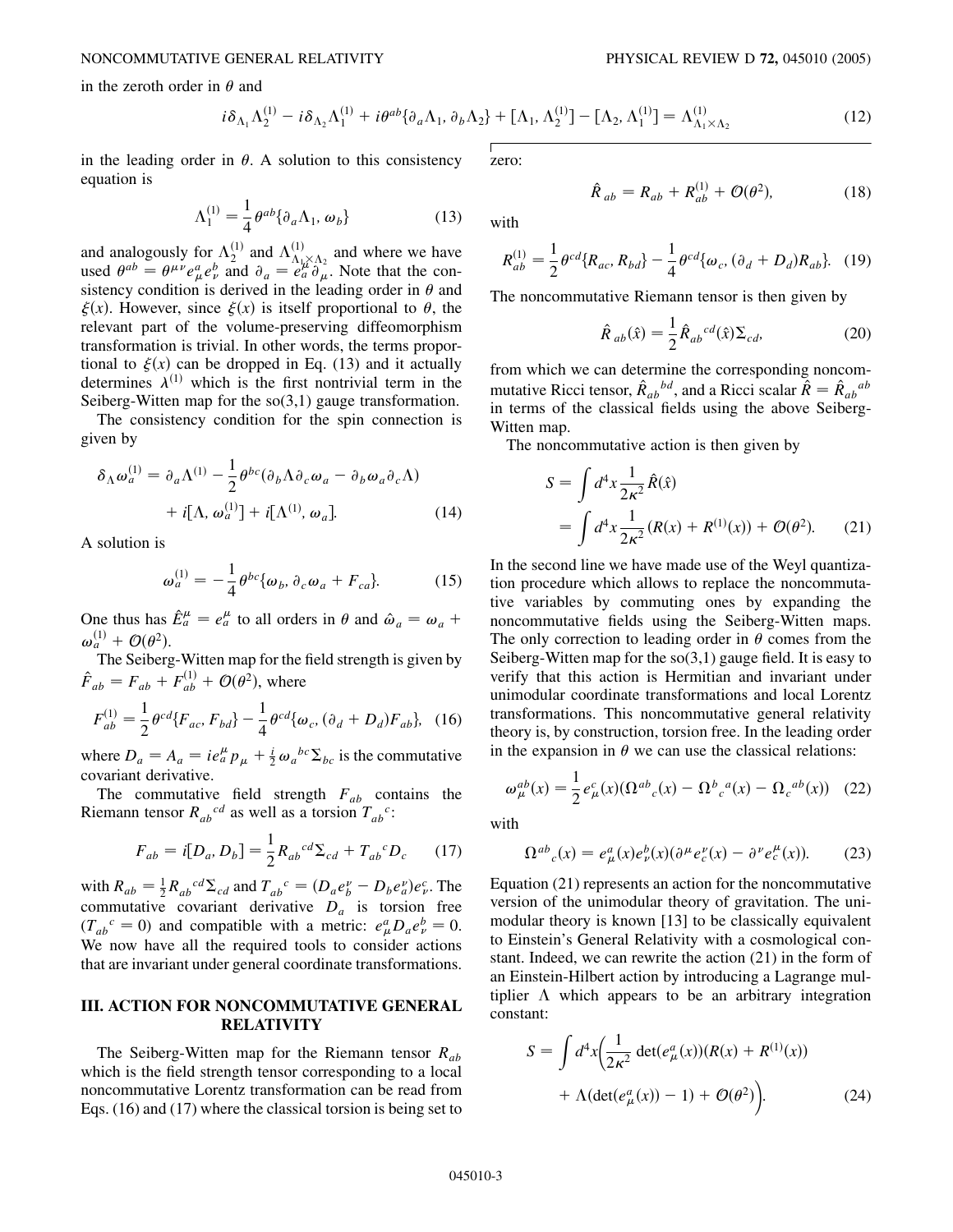in the zeroth order in $\theta$ and

$$i\delta_{\Lambda_1}\Lambda_2^{(1)} - i\delta_{\Lambda_2}\Lambda_1^{(1)} + i\theta^{ab}\{\partial_a\Lambda_1, \partial_b\Lambda_2\} + [\Lambda_1, \Lambda_2^{(1)}] - [\Lambda_2, \Lambda_1^{(1)}] = \Lambda^{(1)}_{\Lambda_1\times\Lambda_2} \tag{12}$$

in the leading order in $\theta$. A solution to this consistency equation is

$$\Lambda_1^{(1)} = \frac{1}{4}\theta^{ab}\{\partial_a\Lambda_1, \omega_b\} \tag{13}$$

and analogously for $\Lambda_2^{(1)}$ and $\Lambda^{(1)}_{\Lambda_1\times\Lambda_2}$ and where we have used $\theta^{ab} = \theta^{\mu\nu}e^a_\mu e^b_\nu$ and $\partial_a = e^\mu_a\partial_\mu$. Note that the consistency condition is derived in the leading order in $\theta$ and $\xi(x)$. However, since $\xi(x)$ is itself proportional to $\theta$, the relevant part of the volume-preserving diffeomorphism transformation is trivial. In other words, the terms proportional to $\xi(x)$ can be dropped in Eq. (13) and it actually determines $\lambda^{(1)}$ which is the first nontrivial term in the Seiberg-Witten map for the so(3,1) gauge transformation.

The consistency condition for the spin connection is given by

$$\delta_\Lambda\omega_a^{(1)} = \partial_a\Lambda^{(1)} - \frac{1}{2}\theta^{bc}(\partial_b\Lambda\partial_c\omega_a - \partial_b\omega_a\partial_c\Lambda) + i[\Lambda, \omega_a^{(1)}] + i[\Lambda^{(1)}, \omega_a]. \tag{14}$$

A solution is

$$\omega_a^{(1)} = -\frac{1}{4}\theta^{bc}\{\omega_b, \partial_c\omega_a + F_{ca}\}. \tag{15}$$

One thus has $\hat{E}^\mu_a = e^\mu_a$ to all orders in $\theta$ and $\hat{\omega}_a = \omega_a + \omega_a^{(1)} + \mathcal{O}(\theta^2)$.

The Seiberg-Witten map for the field strength is given by $\hat{F}_{ab} = F_{ab} + F_{ab}^{(1)} + \mathcal{O}(\theta^2)$, where

$$F_{ab}^{(1)} = \frac{1}{2}\theta^{cd}\{F_{ac}, F_{bd}\} - \frac{1}{4}\theta^{cd}\{\omega_c, (\partial_d + D_d)F_{ab}\}, \tag{16}$$

where $D_a = A_a = ie^\mu_a p_\mu + \frac{i}{2}\omega_a{}^{bc}\Sigma_{bc}$ is the commutative covariant derivative.

The commutative field strength $F_{ab}$ contains the Riemann tensor $R_{ab}{}^{cd}$ as well as a torsion $T_{ab}{}^c$:

$$F_{ab} = i[D_a, D_b] = \frac{1}{2}R_{ab}{}^{cd}\Sigma_{cd} + T_{ab}{}^c D_c \tag{17}$$

with $R_{ab} = \frac{1}{2}R_{ab}{}^{cd}\Sigma_{cd}$ and $T_{ab}{}^c = (D_a e^\nu_b - D_b e^\nu_a)e^c_\nu$. The commutative covariant derivative $D_a$ is torsion free ($T_{ab}{}^c = 0$) and compatible with a metric: $e^a_\mu D_a e^b_\nu = 0$. We now have all the required tools to consider actions that are invariant under general coordinate transformations.

## III. ACTION FOR NONCOMMUTATIVE GENERAL RELATIVITY

The Seiberg-Witten map for the Riemann tensor $R_{ab}$ which is the field strength tensor corresponding to a local noncommutative Lorentz transformation can be read from Eqs. (16) and (17) where the classical torsion is being set to zero:

$$\hat{R}_{ab} = R_{ab} + R_{ab}^{(1)} + \mathcal{O}(\theta^2), \tag{18}$$

with

$$R_{ab}^{(1)} = \frac{1}{2}\theta^{cd}\{R_{ac}, R_{bd}\} - \frac{1}{4}\theta^{cd}\{\omega_c, (\partial_d + D_d)R_{ab}\}. \tag{19}$$

The noncommutative Riemann tensor is then given by

$$\hat{R}_{ab}(\hat{x}) = \frac{1}{2}\hat{R}_{ab}{}^{cd}(\hat{x})\Sigma_{cd}, \tag{20}$$

from which we can determine the corresponding noncommutative Ricci tensor, $\hat{R}_{ab}{}^{bd}$, and a Ricci scalar $\hat{R} = \hat{R}_{ab}{}^{ab}$ in terms of the classical fields using the above Seiberg-Witten map.

The noncommutative action is then given by

$$S = \int d^4x \frac{1}{2\kappa^2}\hat{R}(\hat{x}) = \int d^4x \frac{1}{2\kappa^2}(R(x) + R^{(1)}(x)) + \mathcal{O}(\theta^2). \tag{21}$$

In the second line we have made use of the Weyl quantization procedure which allows to replace the noncommutative variables by commuting ones by expanding the noncommutative fields using the Seiberg-Witten maps. The only correction to leading order in $\theta$ comes from the Seiberg-Witten map for the so(3,1) gauge field. It is easy to verify that this action is Hermitian and invariant under unimodular coordinate transformations and local Lorentz transformations. This noncommutative general relativity theory is, by construction, torsion free. In the leading order in the expansion in $\theta$ we can use the classical relations:

$$\omega^{ab}_\mu(x) = \frac{1}{2}e^c_\mu(x)(\Omega^{ab}{}_c(x) - \Omega^b{}_c{}^a(x) - \Omega_c{}^{ab}(x)) \tag{22}$$

with

$$\Omega^{ab}{}_c(x) = e^a_\mu(x)e^b_\nu(x)(\partial^\mu e^\nu_c(x) - \partial^\nu e^\mu_c(x)). \tag{23}$$

Equation (21) represents an action for the noncommutative version of the unimodular theory of gravitation. The unimodular theory is known [13] to be classically equivalent to Einstein's General Relativity with a cosmological constant. Indeed, we can rewrite the action (21) in the form of an Einstein-Hilbert action by introducing a Lagrange multiplier $\Lambda$ which appears to be an arbitrary integration constant:

$$S = \int d^4x\left(\frac{1}{2\kappa^2}\det(e^a_\mu(x))(R(x) + R^{(1)}(x)) + \Lambda(\det(e^a_\mu(x)) - 1) + \mathcal{O}(\theta^2)\right). \tag{24}$$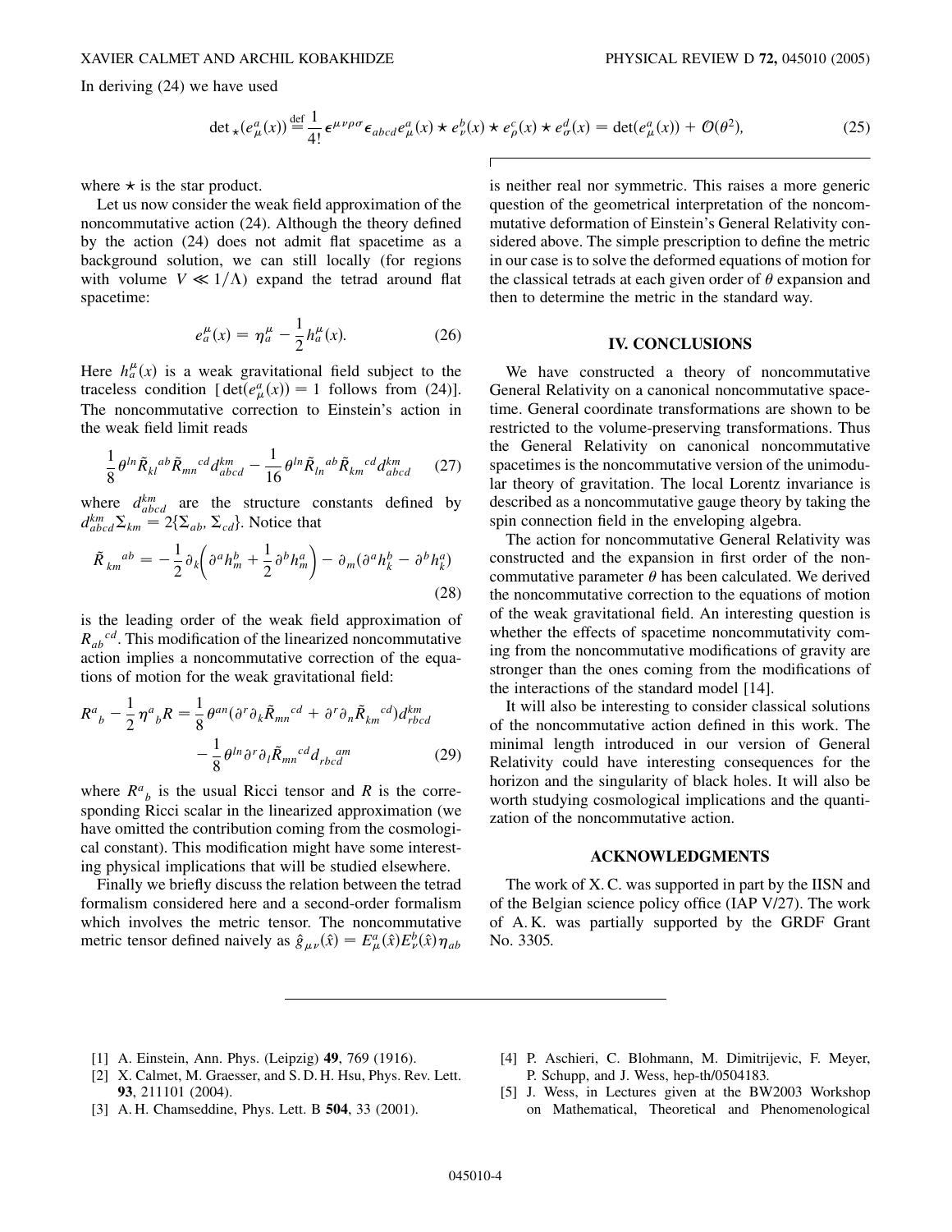In deriving (24) we have used

$$
\det{}_\star(e^a_\mu(x)) \stackrel{\text{def}}{=} \frac{1}{4!}\epsilon^{\mu\nu\rho\sigma}\epsilon_{abcd}e^a_\mu(x)\star e^b_\nu(x)\star e^c_\rho(x)\star e^d_\sigma(x) = \det(e^a_\mu(x)) + \mathcal{O}(\theta^2), \tag{25}
$$

where $\star$ is the star product.

Let us now consider the weak field approximation of the noncommutative action (24). Although the theory defined by the action (24) does not admit flat spacetime as a background solution, we can still locally (for regions with volume $V \ll 1/\Lambda$) expand the tetrad around flat spacetime:

$$
e^\mu_a(x) = \eta^\mu_a - \frac{1}{2}h^\mu_a(x). \tag{26}
$$

Here $h^\mu_a(x)$ is a weak gravitational field subject to the traceless condition [$\det(e^a_\mu(x)) = 1$ follows from (24)]. The noncommutative correction to Einstein's action in the weak field limit reads

$$
\frac{1}{8}\theta^{ln}\tilde{R}_{kl}{}^{ab}\tilde{R}_{mn}{}^{cd}d^{km}_{abcd} - \frac{1}{16}\theta^{ln}\tilde{R}_{ln}{}^{ab}\tilde{R}_{km}{}^{cd}d^{km}_{abcd} \tag{27}
$$

where $d^{km}_{abcd}$ are the structure constants defined by $d^{km}_{abcd}\Sigma_{km} = 2\{\Sigma_{ab}, \Sigma_{cd}\}$. Notice that

$$
\tilde{R}_{km}{}^{ab} = -\frac{1}{2}\partial_k\left(\partial^a h^b_m + \frac{1}{2}\partial^b h^a_m\right) - \partial_m(\partial^a h^b_k - \partial^b h^a_k) \tag{28}
$$

is the leading order of the weak field approximation of $R_{ab}{}^{cd}$. This modification of the linearized noncommutative action implies a noncommutative correction of the equations of motion for the weak gravitational field:

$$
\begin{aligned}
R^a{}_b - \frac{1}{2}\eta^a{}_b R = {} & \frac{1}{8}\theta^{an}(\partial^r\partial_k\tilde{R}_{mn}{}^{cd} + \partial^r\partial_n\tilde{R}_{km}{}^{cd})d^{km}_{rbcd} \\
& - \frac{1}{8}\theta^{ln}\partial^r\partial_l\tilde{R}_{mn}{}^{cd}d_{rbcd}{}^{am}
\end{aligned} \tag{29}
$$

where $R^a{}_b$ is the usual Ricci tensor and $R$ is the corresponding Ricci scalar in the linearized approximation (we have omitted the contribution coming from the cosmological constant). This modification might have some interesting physical implications that will be studied elsewhere.

Finally we briefly discuss the relation between the tetrad formalism considered here and a second-order formalism which involves the metric tensor. The noncommutative metric tensor defined naively as $\hat{g}_{\mu\nu}(\hat{x}) = E^a_\mu(\hat{x})E^b_\nu(\hat{x})\eta_{ab}$ is neither real nor symmetric. This raises a more generic question of the geometrical interpretation of the noncommutative deformation of Einstein's General Relativity considered above. The simple prescription to define the metric in our case is to solve the deformed equations of motion for the classical tetrads at each given order of $\theta$ expansion and then to determine the metric in the standard way.

## IV. CONCLUSIONS

We have constructed a theory of noncommutative General Relativity on a canonical noncommutative spacetime. General coordinate transformations are shown to be restricted to the volume-preserving transformations. Thus the General Relativity on canonical noncommutative spacetimes is the noncommutative version of the unimodular theory of gravitation. The local Lorentz invariance is described as a noncommutative gauge theory by taking the spin connection field in the enveloping algebra.

The action for noncommutative General Relativity was constructed and the expansion in first order of the noncommutative parameter $\theta$ has been calculated. We derived the noncommutative correction to the equations of motion of the weak gravitational field. An interesting question is whether the effects of spacetime noncommutativity coming from the noncommutative modifications of gravity are stronger than the ones coming from the modifications of the interactions of the standard model [14].

It will also be interesting to consider classical solutions of the noncommutative action defined in this work. The minimal length introduced in our version of General Relativity could have interesting consequences for the horizon and the singularity of black holes. It will also be worth studying cosmological implications and the quantization of the noncommutative action.

## ACKNOWLEDGMENTS

The work of X. C. was supported in part by the IISN and of the Belgian science policy office (IAP V/27). The work of A. K. was partially supported by the GRDF Grant No. 3305.

---

[1] A. Einstein, Ann. Phys. (Leipzig) **49**, 769 (1916).

[2] X. Calmet, M. Graesser, and S. D. H. Hsu, Phys. Rev. Lett. **93**, 211101 (2004).

[3] A. H. Chamseddine, Phys. Lett. B **504**, 33 (2001).

[4] P. Aschieri, C. Blohmann, M. Dimitrijevic, F. Meyer, P. Schupp, and J. Wess, hep-th/0504183.

[5] J. Wess, in Lectures given at the BW2003 Workshop on Mathematical, Theoretical and Phenomenological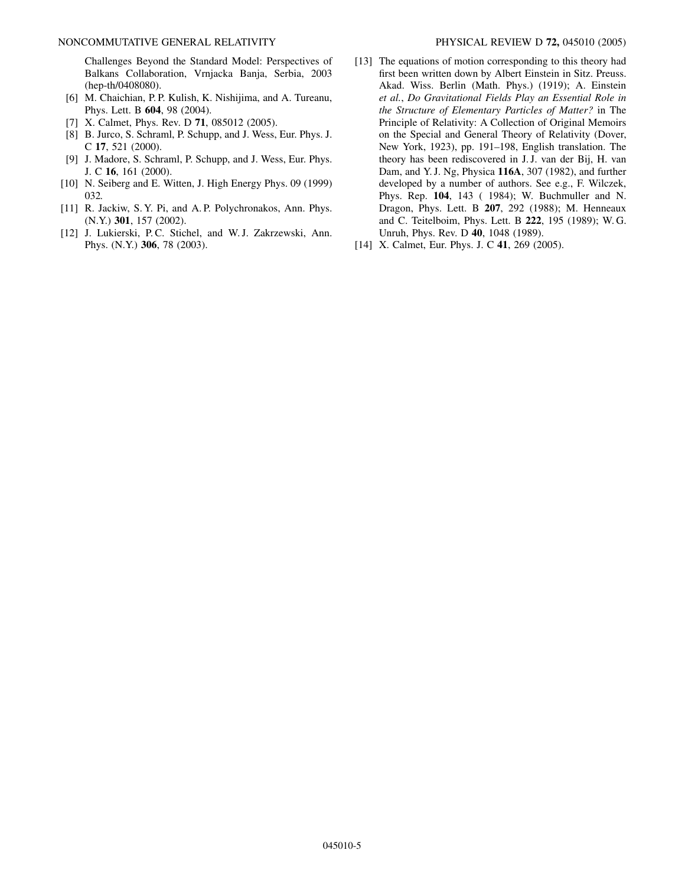Challenges Beyond the Standard Model: Perspectives of Balkans Collaboration, Vrnjacka Banja, Serbia, 2003 (hep-th/0408080).

[6] M. Chaichian, P. P. Kulish, K. Nishijima, and A. Tureanu, Phys. Lett. B **604**, 98 (2004).

[7] X. Calmet, Phys. Rev. D **71**, 085012 (2005).

[8] B. Jurco, S. Schraml, P. Schupp, and J. Wess, Eur. Phys. J. C **17**, 521 (2000).

[9] J. Madore, S. Schraml, P. Schupp, and J. Wess, Eur. Phys. J. C **16**, 161 (2000).

[10] N. Seiberg and E. Witten, J. High Energy Phys. 09 (1999) 032.

[11] R. Jackiw, S. Y. Pi, and A. P. Polychronakos, Ann. Phys. (N.Y.) **301**, 157 (2002).

[12] J. Lukierski, P. C. Stichel, and W. J. Zakrzewski, Ann. Phys. (N.Y.) **306**, 78 (2003).

[13] The equations of motion corresponding to this theory had first been written down by Albert Einstein in Sitz. Preuss. Akad. Wiss. Berlin (Math. Phys.) (1919); A. Einstein *et al.*, *Do Gravitational Fields Play an Essential Role in the Structure of Elementary Particles of Matter?* in The Principle of Relativity: A Collection of Original Memoirs on the Special and General Theory of Relativity (Dover, New York, 1923), pp. 191–198, English translation. The theory has been rediscovered in J. J. van der Bij, H. van Dam, and Y. J. Ng, Physica **116A**, 307 (1982), and further developed by a number of authors. See e.g., F. Wilczek, Phys. Rep. **104**, 143 ( 1984); W. Buchmuller and N. Dragon, Phys. Lett. B **207**, 292 (1988); M. Henneaux and C. Teitelboim, Phys. Lett. B **222**, 195 (1989); W. G. Unruh, Phys. Rev. D **40**, 1048 (1989).

[14] X. Calmet, Eur. Phys. J. C **41**, 269 (2005).